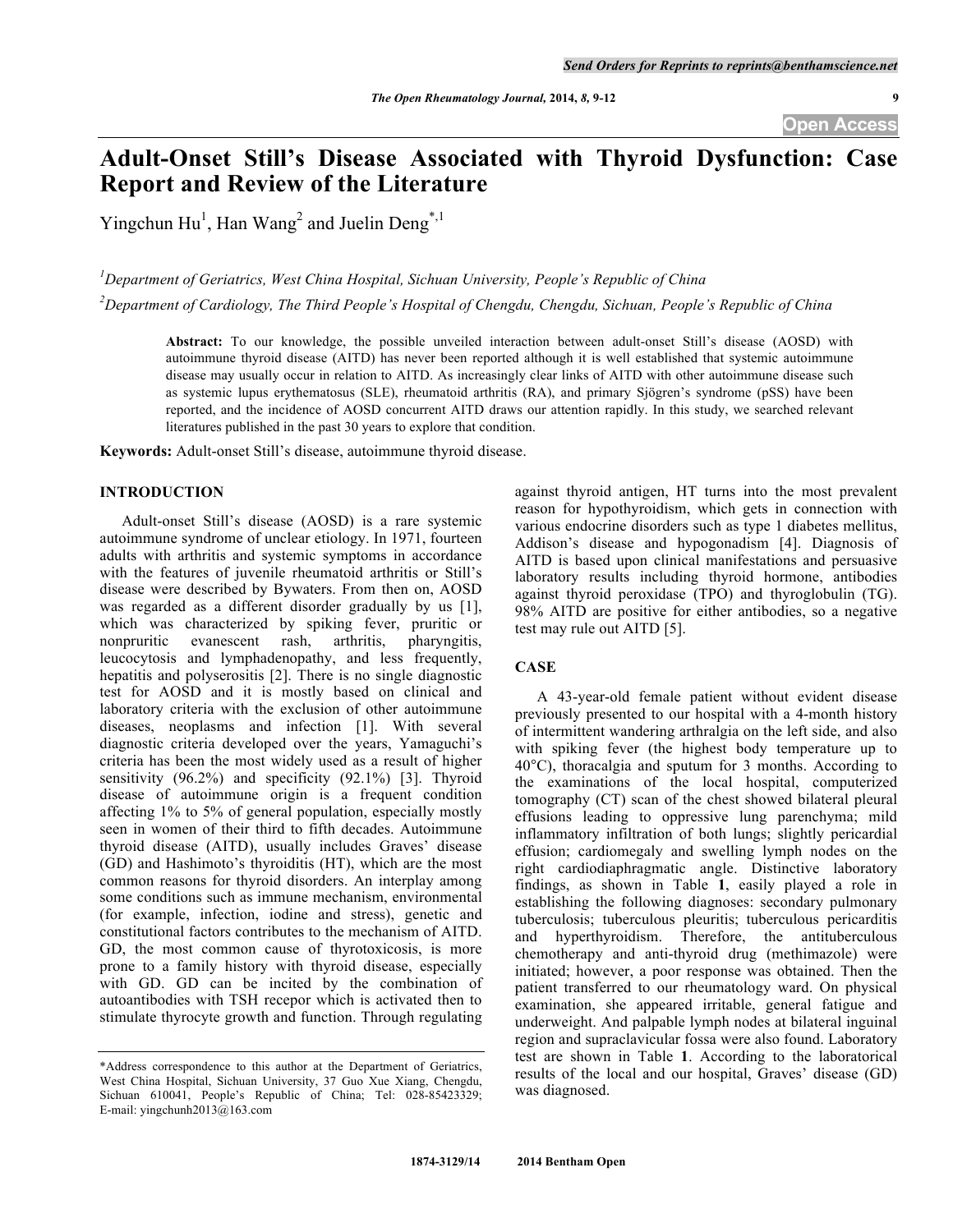# Adult-Onset Still's Disease Associated with Thyroid Dysfunction: Case Report and Review of the Literature

Yingchun Hu[1], Han Wang[2] and Juelin Deng[*,1]

[1]Department of Geriatrics, West China Hospital, Sichuan University, People's Republic of China

[2]Department of Cardiology, The Third People's Hospital of Chengdu, Chengdu, Sichuan, People's Republic of China

**Abstract:** To our knowledge, the possible unveiled interaction between adult-onset Still's disease (AOSD) with autoimmune thyroid disease (AITD) has never been reported although it is well established that systemic autoimmune disease may usually occur in relation to AITD. As increasingly clear links of AITD with other autoimmune disease such as systemic lupus erythematosus (SLE), rheumatoid arthritis (RA), and primary Sjögren's syndrome (pSS) have been reported, and the incidence of AOSD concurrent AITD draws our attention rapidly. In this study, we searched relevant literatures published in the past 30 years to explore that condition.

**Keywords:** Adult-onset Still's disease, autoimmune thyroid disease.

## INTRODUCTION

Adult-onset Still's disease (AOSD) is a rare systemic autoimmune syndrome of unclear etiology. In 1971, fourteen adults with arthritis and systemic symptoms in accordance with the features of juvenile rheumatoid arthritis or Still's disease were described by Bywaters. From then on, AOSD was regarded as a different disorder gradually by us [1], which was characterized by spiking fever, pruritic or nonpruritic evanescent rash, arthritis, pharyngitis, leucocytosis and lymphadenopathy, and less frequently, hepatitis and polyserositis [2]. There is no single diagnostic test for AOSD and it is mostly based on clinical and laboratory criteria with the exclusion of other autoimmune diseases, neoplasms and infection [1]. With several diagnostic criteria developed over the years, Yamaguchi's criteria has been the most widely used as a result of higher sensitivity (96.2%) and specificity (92.1%) [3]. Thyroid disease of autoimmune origin is a frequent condition affecting 1% to 5% of general population, especially mostly seen in women of their third to fifth decades. Autoimmune thyroid disease (AITD), usually includes Graves' disease (GD) and Hashimoto's thyroiditis (HT), which are the most common reasons for thyroid disorders. An interplay among some conditions such as immune mechanism, environmental (for example, infection, iodine and stress), genetic and constitutional factors contributes to the mechanism of AITD. GD, the most common cause of thyrotoxicosis, is more prone to a family history with thyroid disease, especially with GD. GD can be incited by the combination of autoantibodies with TSH recepor which is activated then to stimulate thyrocyte growth and function. Through regulating against thyroid antigen, HT turns into the most prevalent reason for hypothyroidism, which gets in connection with various endocrine disorders such as type 1 diabetes mellitus, Addison's disease and hypogonadism [4]. Diagnosis of AITD is based upon clinical manifestations and persuasive laboratory results including thyroid hormone, antibodies against thyroid peroxidase (TPO) and thyroglobulin (TG). 98% AITD are positive for either antibodies, so a negative test may rule out AITD [5].

## CASE

A 43-year-old female patient without evident disease previously presented to our hospital with a 4-month history of intermittent wandering arthralgia on the left side, and also with spiking fever (the highest body temperature up to 40°C), thoracalgia and sputum for 3 months. According to the examinations of the local hospital, computerized tomography (CT) scan of the chest showed bilateral pleural effusions leading to oppressive lung parenchyma; mild inflammatory infiltration of both lungs; slightly pericardial effusion; cardiomegaly and swelling lymph nodes on the right cardiodiaphragmatic angle. Distinctive laboratory findings, as shown in Table **1**, easily played a role in establishing the following diagnoses: secondary pulmonary tuberculosis; tuberculous pleuritis; tuberculous pericarditis and hyperthyroidism. Therefore, the antituberculous chemotherapy and anti-thyroid drug (methimazole) were initiated; however, a poor response was obtained. Then the patient transferred to our rheumatology ward. On physical examination, she appeared irritable, general fatigue and underweight. And palpable lymph nodes at bilateral inguinal region and supraclavicular fossa were also found. Laboratory test are shown in Table **1**. According to the laboratorical results of the local and our hospital, Graves' disease (GD) was diagnosed.

*Address correspondence to this author at the Department of Geriatrics, West China Hospital, Sichuan University, 37 Guo Xue Xiang, Chengdu, Sichuan 610041, People's Republic of China; Tel: 028-85423329; E-mail: yingchunh2013@163.com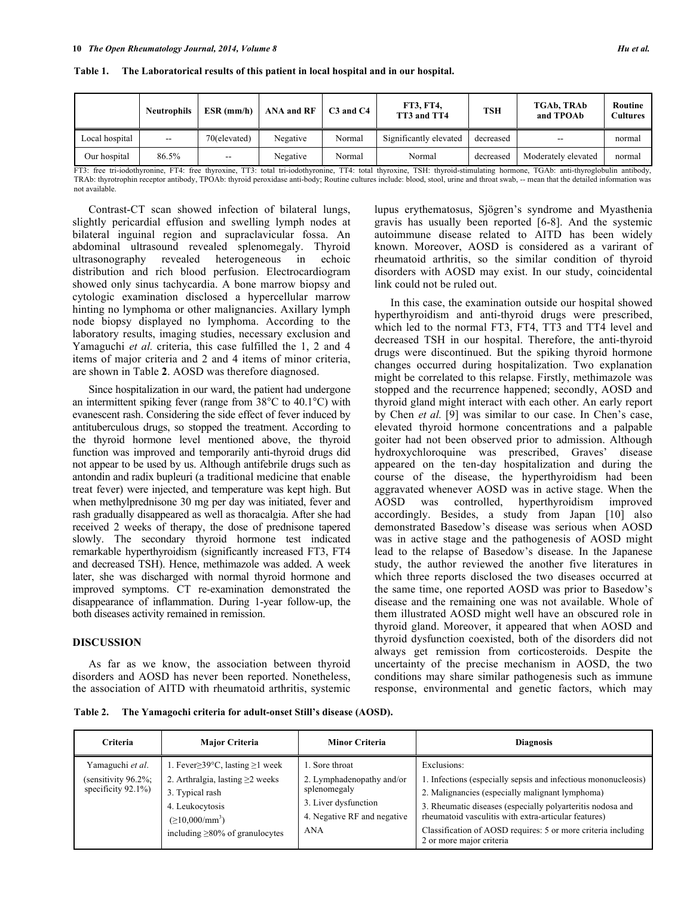**Table 1. The Laboratorical results of this patient in local hospital and in our hospital.**

| | Neutrophils | ESR (mm/h) | ANA and RF | C3 and C4 | FT3, FT4, TT3 and TT4 | TSH | TGAb, TRAb and TPOAb | Routine Cultures |
|---|---|---|---|---|---|---|---|---|
| Local hospital | -- | 70(elevated) | Negative | Normal | Significantly elevated | decreased | -- | normal |
| Our hospital | 86.5% | -- | Negative | Normal | Normal | decreased | Moderately elevated | normal |

FT3: free tri-iodothyronine, FT4: free thyroxine, TT3: total tri-iodothyronine, TT4: total thyroxine, TSH: thyroid-stimulating hormone, TGAb: anti-thyroglobulin antibody, TRAb: thyrotrophin receptor antibody, TPOAb: thyroid peroxidase anti-body; Routine cultures include: blood, stool, urine and throat swab, -- mean that the detailed information was not available.

Contrast-CT scan showed infection of bilateral lungs, slightly pericardial effusion and swelling lymph nodes at bilateral inguinal region and supraclavicular fossa. An abdominal ultrasound revealed splenomegaly. Thyroid ultrasonography revealed heterogeneous in echoic distribution and rich blood perfusion. Electrocardiogram showed only sinus tachycardia. A bone marrow biopsy and cytologic examination disclosed a hypercellular marrow hinting no lymphoma or other malignancies. Axillary lymph node biopsy displayed no lymphoma. According to the laboratory results, imaging studies, necessary exclusion and Yamaguchi *et al.* criteria, this case fulfilled the 1, 2 and 4 items of major criteria and 2 and 4 items of minor criteria, are shown in Table **2**. AOSD was therefore diagnosed.

Since hospitalization in our ward, the patient had undergone an intermittent spiking fever (range from 38°C to 40.1°C) with evanescent rash. Considering the side effect of fever induced by antituberculous drugs, so stopped the treatment. According to the thyroid hormone level mentioned above, the thyroid function was improved and temporarily anti-thyroid drugs did not appear to be used by us. Although antifebrile drugs such as antondin and radix bupleuri (a traditional medicine that enable treat fever) were injected, and temperature was kept high. But when methylprednisone 30 mg per day was initiated, fever and rash gradually disappeared as well as thoracalgia. After she had received 2 weeks of therapy, the dose of prednisone tapered slowly. The secondary thyroid hormone test indicated remarkable hyperthyroidism (significantly increased FT3, FT4 and decreased TSH). Hence, methimazole was added. A week later, she was discharged with normal thyroid hormone and improved symptoms. CT re-examination demonstrated the disappearance of inflammation. During 1-year follow-up, the both diseases activity remained in remission.

## DISCUSSION

As far as we know, the association between thyroid disorders and AOSD has never been reported. Nonetheless, the association of AITD with rheumatoid arthritis, systemic lupus erythematosus, Sjögren's syndrome and Myasthenia gravis has usually been reported [6-8]. And the systemic autoimmune disease related to AITD has been widely known. Moreover, AOSD is considered as a varirant of rheumatoid arthritis, so the similar condition of thyroid disorders with AOSD may exist. In our study, coincidental link could not be ruled out.

In this case, the examination outside our hospital showed hyperthyroidism and anti-thyroid drugs were prescribed, which led to the normal FT3, FT4, TT3 and TT4 level and decreased TSH in our hospital. Therefore, the anti-thyroid drugs were discontinued. But the spiking thyroid hormone changes occurred during hospitalization. Two explanation might be correlated to this relapse. Firstly, methimazole was stopped and the recurrence happened; secondly, AOSD and thyroid gland might interact with each other. An early report by Chen *et al.* [9] was similar to our case. In Chen's case, elevated thyroid hormone concentrations and a palpable goiter had not been observed prior to admission. Although hydroxychloroquine was prescribed, Graves' disease appeared on the ten-day hospitalization and during the course of the disease, the hyperthyroidism had been aggravated whenever AOSD was in active stage. When the AOSD was controlled, hyperthyroidism improved accordingly. Besides, a study from Japan [10] also demonstrated Basedow's disease was serious when AOSD was in active stage and the pathogenesis of AOSD might lead to the relapse of Basedow's disease. In the Japanese study, the author reviewed the another five literatures in which three reports disclosed the two diseases occurred at the same time, one reported AOSD was prior to Basedow's disease and the remaining one was not available. Whole of them illustrated AOSD might well have an obscured role in thyroid gland. Moreover, it appeared that when AOSD and thyroid dysfunction coexisted, both of the disorders did not always get remission from corticosteroids. Despite the uncertainty of the precise mechanism in AOSD, the two conditions may share similar pathogenesis such as immune response, environmental and genetic factors, which may

**Table 2. The Yamagochi criteria for adult-onset Still's disease (AOSD).**

| Criteria | Major Criteria | Minor Criteria | Diagnosis |
|---|---|---|---|
| Yamaguchi *et al.* (sensitivity 96.2%; specificity 92.1%) | 1. Fever≥39°C, lasting ≥1 week<br>2. Arthralgia, lasting ≥2 weeks<br>3. Typical rash<br>4. Leukocytosis (≥10,000/mm$^3$) including ≥80% of granulocytes | 1. Sore throat<br>2. Lymphadenopathy and/or splenomegaly<br>3. Liver dysfunction<br>4. Negative RF and negative ANA | Exclusions:<br>1. Infections (especially sepsis and infectious mononucleosis)<br>2. Malignancies (especially malignant lymphoma)<br>3. Rheumatic diseases (especially polyarteritis nodosa and rheumatoid vasculitis with extra-articular features)<br>Classification of AOSD requires: 5 or more criteria including 2 or more major criteria |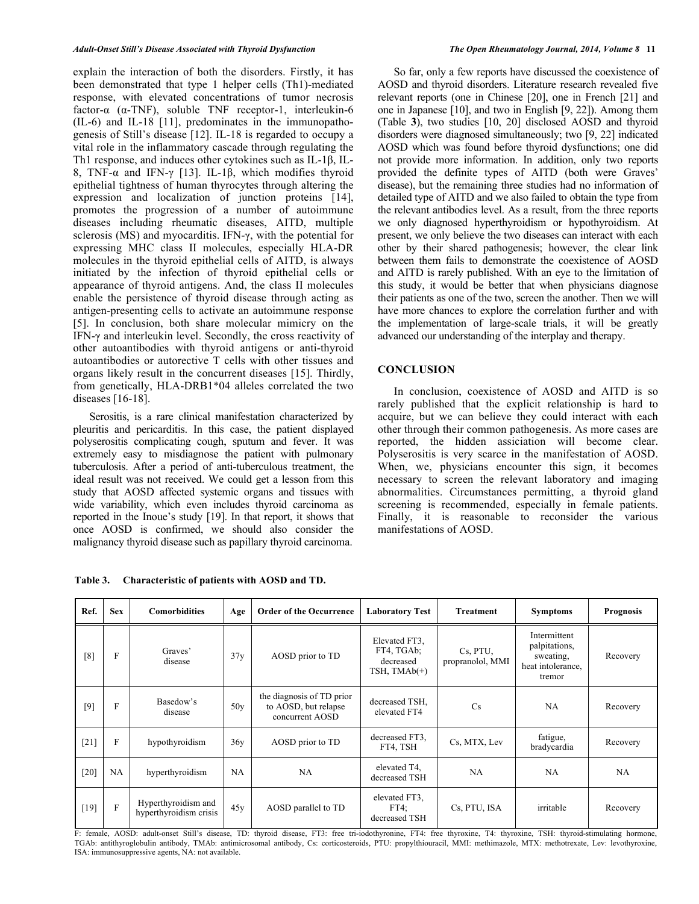explain the interaction of both the disorders. Firstly, it has been demonstrated that type 1 helper cells (Th1)-mediated response, with elevated concentrations of tumor necrosis factor-α (α-TNF), soluble TNF receptor-1, interleukin-6 (IL-6) and IL-18 [11], predominates in the immunopathogenesis of Still's disease [12]. IL-18 is regarded to occupy a vital role in the inflammatory cascade through regulating the Th1 response, and induces other cytokines such as IL-1β, IL-8, TNF-α and IFN-γ [13]. IL-1β, which modifies thyroid epithelial tightness of human thyrocytes through altering the expression and localization of junction proteins [14], promotes the progression of a number of autoimmune diseases including rheumatic diseases, AITD, multiple sclerosis (MS) and myocarditis. IFN-γ, with the potential for expressing MHC class II molecules, especially HLA-DR molecules in the thyroid epithelial cells of AITD, is always initiated by the infection of thyroid epithelial cells or appearance of thyroid antigens. And, the class II molecules enable the persistence of thyroid disease through acting as antigen-presenting cells to activate an autoimmune response [5]. In conclusion, both share molecular mimicry on the IFN-γ and interleukin level. Secondly, the cross reactivity of other autoantibodies with thyroid antigens or anti-thyroid autoantibodies or autorective T cells with other tissues and organs likely result in the concurrent diseases [15]. Thirdly, from genetically, HLA-DRB1*04 alleles correlated the two diseases [16-18].

Serositis, is a rare clinical manifestation characterized by pleuritis and pericarditis. In this case, the patient displayed polyserositis complicating cough, sputum and fever. It was extremely easy to misdiagnose the patient with pulmonary tuberculosis. After a period of anti-tuberculous treatment, the ideal result was not received. We could get a lesson from this study that AOSD affected systemic organs and tissues with wide variability, which even includes thyroid carcinoma as reported in the Inoue's study [19]. In that report, it shows that once AOSD is confirmed, we should also consider the malignancy thyroid disease such as papillary thyroid carcinoma.

So far, only a few reports have discussed the coexistence of AOSD and thyroid disorders. Literature research revealed five relevant reports (one in Chinese [20], one in French [21] and one in Japanese [10], and two in English [9, 22]). Among them (Table **3**), two studies [10, 20] disclosed AOSD and thyroid disorders were diagnosed simultaneously; two [9, 22] indicated AOSD which was found before thyroid dysfunctions; one did not provide more information. In addition, only two reports provided the definite types of AITD (both were Graves' disease), but the remaining three studies had no information of detailed type of AITD and we also failed to obtain the type from the relevant antibodies level. As a result, from the three reports we only diagnosed hyperthyroidism or hypothyroidism. At present, we only believe the two diseases can interact with each other by their shared pathogenesis; however, the clear link between them fails to demonstrate the coexistence of AOSD and AITD is rarely published. With an eye to the limitation of this study, it would be better that when physicians diagnose their patients as one of the two, screen the another. Then we will have more chances to explore the correlation further and with the implementation of large-scale trials, it will be greatly advanced our understanding of the interplay and therapy.

## CONCLUSION

In conclusion, coexistence of AOSD and AITD is so rarely published that the explicit relationship is hard to acquire, but we can believe they could interact with each other through their common pathogenesis. As more cases are reported, the hidden assiciation will become clear. Polyserositis is very scarce in the manifestation of AOSD. When, we, physicians encounter this sign, it becomes necessary to screen the relevant laboratory and imaging abnormalities. Circumstances permitting, a thyroid gland screening is recommended, especially in female patients. Finally, it is reasonable to reconsider the various manifestations of AOSD.

**Table 3. Characteristic of patients with AOSD and TD.**

| Ref. | Sex | Comorbidities | Age | Order of the Occurrence | Laboratory Test | Treatment | Symptoms | Prognosis |
|---|---|---|---|---|---|---|---|---|
| [8] | F | Graves' disease | 37y | AOSD prior to TD | Elevated FT3, FT4, TGAb; decreased TSH, TMAb(+) | Cs, PTU, propranolol, MMI | Intermittent palpitations, sweating, heat intolerance, tremor | Recovery |
| [9] | F | Basedow's disease | 50y | the diagnosis of TD prior to AOSD, but relapse concurrent AOSD | decreased TSH, elevated FT4 | Cs | NA | Recovery |
| [21] | F | hypothyroidism | 36y | AOSD prior to TD | decreased FT3, FT4, TSH | Cs, MTX, Lev | fatigue, bradycardia | Recovery |
| [20] | NA | hyperthyroidism | NA | NA | elevated T4, decreased TSH | NA | NA | NA |
| [19] | F | Hyperthyroidism and hyperthyroidism crisis | 45y | AOSD parallel to TD | elevated FT3, FT4; decreased TSH | Cs, PTU, ISA | irritable | Recovery |

F: female, AOSD: adult-onset Still's disease, TD: thyroid disease, FT3: free tri-iodothyronine, FT4: free thyroxine, T4: thyroxine, TSH: thyroid-stimulating hormone, TGAb: antithyroglobulin antibody, TMAb: antimicrosomal antibody, Cs: corticosteroids, PTU: propylthiouracil, MMI: methimazole, MTX: methotrexate, Lev: levothyroxine, ISA: immunosuppressive agents, NA: not available.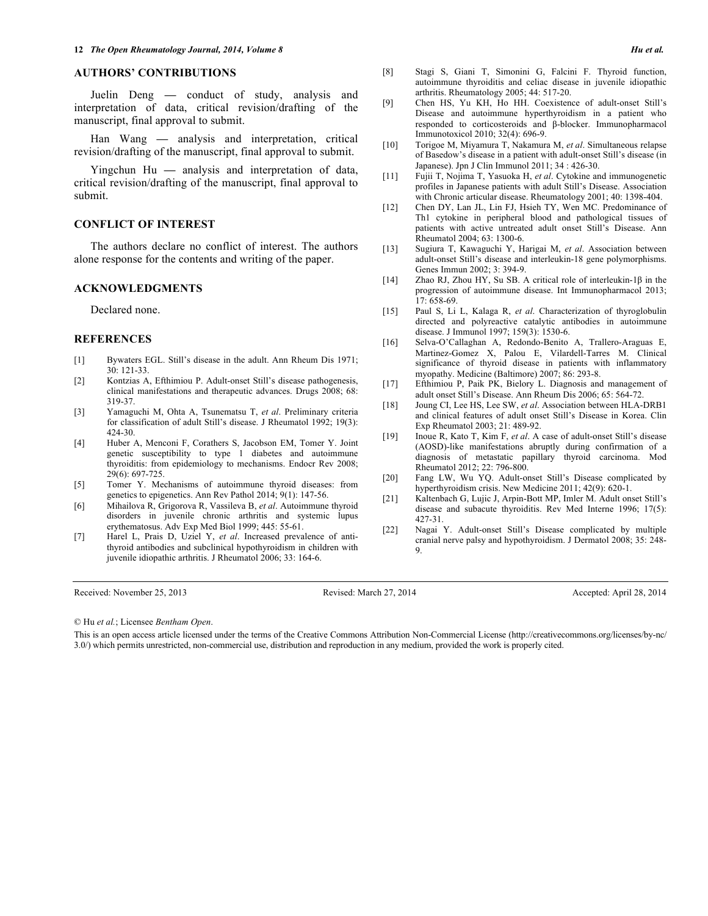## AUTHORS' CONTRIBUTIONS

Juelin Deng — conduct of study, analysis and interpretation of data, critical revision/drafting of the manuscript, final approval to submit.

Han Wang — analysis and interpretation, critical revision/drafting of the manuscript, final approval to submit.

Yingchun Hu — analysis and interpretation of data, critical revision/drafting of the manuscript, final approval to submit.

## CONFLICT OF INTEREST

The authors declare no conflict of interest. The authors alone response for the contents and writing of the paper.

## ACKNOWLEDGMENTS

Declared none.

## REFERENCES

[1] Bywaters EGL. Still's disease in the adult. Ann Rheum Dis 1971; 30: 121-33.

[2] Kontzias A, Efthimiou P. Adult-onset Still's disease pathogenesis, clinical manifestations and therapeutic advances. Drugs 2008; 68: 319-37.

[3] Yamaguchi M, Ohta A, Tsunematsu T, *et al*. Preliminary criteria for classification of adult Still's disease. J Rheumatol 1992; 19(3): 424-30.

[4] Huber A, Menconi F, Corathers S, Jacobson EM, Tomer Y. Joint genetic susceptibility to type 1 diabetes and autoimmune thyroiditis: from epidemiology to mechanisms. Endocr Rev 2008; 29(6): 697-725.

[5] Tomer Y. Mechanisms of autoimmune thyroid diseases: from genetics to epigenetics. Ann Rev Pathol 2014; 9(1): 147-56.

[6] Mihailova R, Grigorova R, Vassileva B, *et al*. Autoimmune thyroid disorders in juvenile chronic arthritis and systemic lupus erythematosus. Adv Exp Med Biol 1999; 445: 55-61.

[7] Harel L, Prais D, Uziel Y, *et al*. Increased prevalence of anti-thyroid antibodies and subclinical hypothyroidism in children with juvenile idiopathic arthritis. J Rheumatol 2006; 33: 164-6.

[8] Stagi S, Giani T, Simonini G, Falcini F. Thyroid function, autoimmune thyroiditis and celiac disease in juvenile idiopathic arthritis. Rheumatology 2005; 44: 517-20.

[9] Chen HS, Yu KH, Ho HH. Coexistence of adult-onset Still's Disease and autoimmune hyperthyroidism in a patient who responded to corticosteroids and β-blocker. Immunopharmacol Immunotoxicol 2010; 32(4): 696-9.

[10] Torigoe M, Miyamura T, Nakamura M, *et al*. Simultaneous relapse of Basedow's disease in a patient with adult-onset Still's disease (in Japanese). Jpn J Clin Immunol 2011; 34 : 426-30.

[11] Fujii T, Nojima T, Yasuoka H, *et al*. Cytokine and immunogenetic profiles in Japanese patients with adult Still's Disease. Association with Chronic articular disease. Rheumatology 2001; 40: 1398-404.

[12] Chen DY, Lan JL, Lin FJ, Hsieh TY, Wen MC. Predominance of Th1 cytokine in peripheral blood and pathological tissues of patients with active untreated adult onset Still's Disease. Ann Rheumatol 2004; 63: 1300-6.

[13] Sugiura T, Kawaguchi Y, Harigai M, *et al*. Association between adult-onset Still's disease and interleukin-18 gene polymorphisms. Genes Immun 2002; 3: 394-9.

[14] Zhao RJ, Zhou HY, Su SB. A critical role of interleukin-1β in the progression of autoimmune disease. Int Immunopharmacol 2013; 17: 658-69.

[15] Paul S, Li L, Kalaga R, *et al*. Characterization of thyroglobulin directed and polyreactive catalytic antibodies in autoimmune disease. J Immunol 1997; 159(3): 1530-6.

[16] Selva-O'Callaghan A, Redondo-Benito A, Trallero-Araguas E, Martinez-Gomez X, Palou E, Vilardell-Tarres M. Clinical significance of thyroid disease in patients with inflammatory myopathy. Medicine (Baltimore) 2007; 86: 293-8.

[17] Efthimiou P, Paik PK, Bielory L. Diagnosis and management of adult onset Still's Disease. Ann Rheum Dis 2006; 65: 564-72.

[18] Joung CI, Lee HS, Lee SW, *et al*. Association between HLA-DRB1 and clinical features of adult onset Still's Disease in Korea. Clin Exp Rheumatol 2003; 21: 489-92.

[19] Inoue R, Kato T, Kim F, *et al*. A case of adult-onset Still's disease (AOSD)-like manifestations abruptly during confirmation of a diagnosis of metastatic papillary thyroid carcinoma. Mod Rheumatol 2012; 22: 796-800.

[20] Fang LW, Wu YQ. Adult-onset Still's Disease complicated by hyperthyroidism crisis. New Medicine 2011; 42(9): 620-1.

[21] Kaltenbach G, Lujic J, Arpin-Bott MP, Imler M. Adult onset Still's disease and subacute thyroiditis. Rev Med Interne 1996; 17(5): 427-31.

[22] Nagai Y. Adult-onset Still's Disease complicated by multiple cranial nerve palsy and hypothyroidism. J Dermatol 2008; 35: 248-9.

Received: November 25, 2013 Revised: March 27, 2014 Accepted: April 28, 2014

© Hu *et al.*; Licensee *Bentham Open*.

This is an open access article licensed under the terms of the Creative Commons Attribution Non-Commercial License (http://creativecommons.org/licenses/by-nc/3.0/) which permits unrestricted, non-commercial use, distribution and reproduction in any medium, provided the work is properly cited.